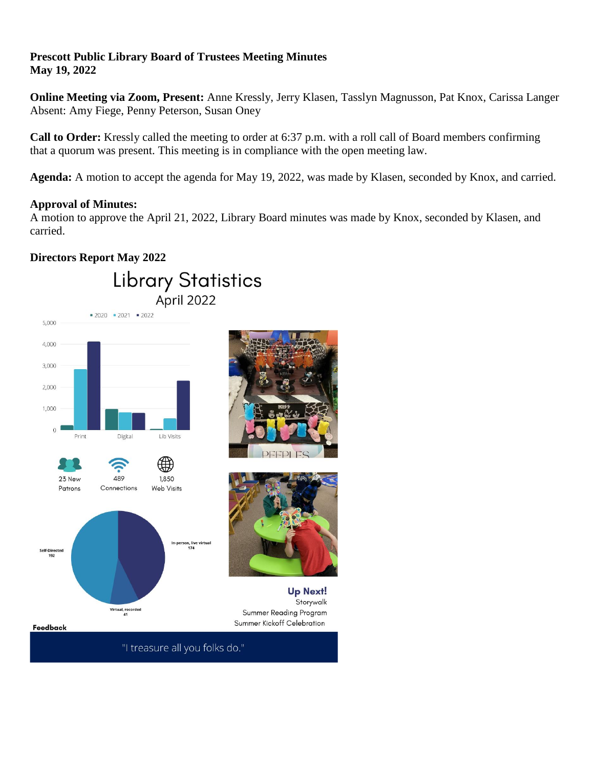**Prescott Public Library Board of Trustees Meeting Minutes**
**May 19, 2022**

**Online Meeting via Zoom, Present:** Anne Kressly, Jerry Klasen, Tasslyn Magnusson, Pat Knox, Carissa Langer
Absent: Amy Fiege, Penny Peterson, Susan Oney

**Call to Order:** Kressly called the meeting to order at 6:37 p.m. with a roll call of Board members confirming that a quorum was present. This meeting is in compliance with the open meeting law.

**Agenda:** A motion to accept the agenda for May 19, 2022, was made by Klasen, seconded by Knox, and carried.

**Approval of Minutes:**
A motion to approve the April 21, 2022, Library Board minutes was made by Knox, seconded by Klasen, and carried.

**Directors Report May 2022**

Library Statistics
April 2022

■ 2020 ■ 2021 ■ 2022

Print | Digital | Lib Visits

23 New Patrons
489 Connections
1,850 Web Visits

Self-Directed 192
In-person, live virtual 174
Virtual, recorded 41

Up Next!
Storywalk
Summer Reading Program
Summer Kickoff Celebration

Feedback

"I treasure all you folks do."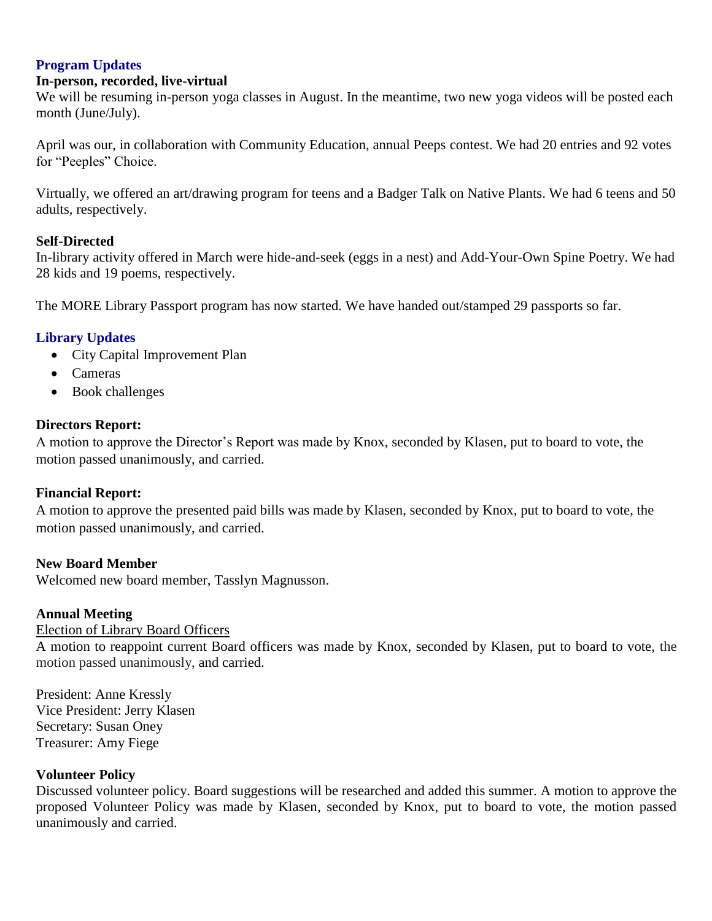## Program Updates

### In-person, recorded, live-virtual

We will be resuming in-person yoga classes in August. In the meantime, two new yoga videos will be posted each month (June/July).

April was our, in collaboration with Community Education, annual Peeps contest. We had 20 entries and 92 votes for "Peeples" Choice.

Virtually, we offered an art/drawing program for teens and a Badger Talk on Native Plants. We had 6 teens and 50 adults, respectively.

### Self-Directed

In-library activity offered in March were hide-and-seek (eggs in a nest) and Add-Your-Own Spine Poetry. We had 28 kids and 19 poems, respectively.

The MORE Library Passport program has now started. We have handed out/stamped 29 passports so far.

## Library Updates

- City Capital Improvement Plan
- Cameras
- Book challenges

### Directors Report:

A motion to approve the Director's Report was made by Knox, seconded by Klasen, put to board to vote, the motion passed unanimously, and carried.

### Financial Report:

A motion to approve the presented paid bills was made by Klasen, seconded by Knox, put to board to vote, the motion passed unanimously, and carried.

### New Board Member

Welcomed new board member, Tasslyn Magnusson.

### Annual Meeting

<u>Election of Library Board Officers</u>

A motion to reappoint current Board officers was made by Knox, seconded by Klasen, put to board to vote, the motion passed unanimously, and carried.

President: Anne Kressly
Vice President: Jerry Klasen
Secretary: Susan Oney
Treasurer: Amy Fiege

### Volunteer Policy

Discussed volunteer policy. Board suggestions will be researched and added this summer. A motion to approve the proposed Volunteer Policy was made by Klasen, seconded by Knox, put to board to vote, the motion passed unanimously and carried.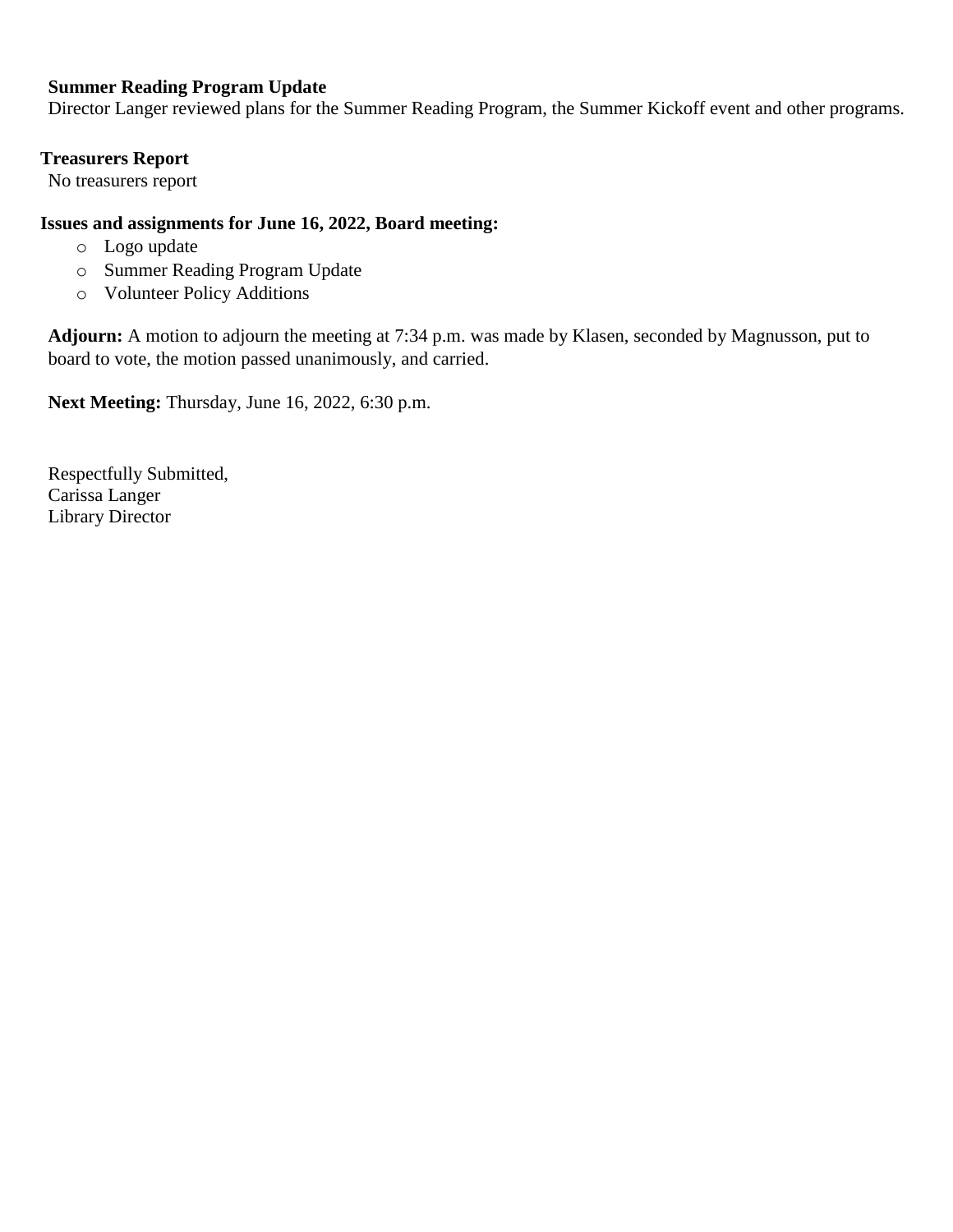**Summer Reading Program Update**
Director Langer reviewed plans for the Summer Reading Program, the Summer Kickoff event and other programs.

**Treasurers Report**
No treasurers report

**Issues and assignments for June 16, 2022, Board meeting:**

- Logo update
- Summer Reading Program Update
- Volunteer Policy Additions

**Adjourn:** A motion to adjourn the meeting at 7:34 p.m. was made by Klasen, seconded by Magnusson, put to board to vote, the motion passed unanimously, and carried.

**Next Meeting:** Thursday, June 16, 2022, 6:30 p.m.

Respectfully Submitted,
Carissa Langer
Library Director